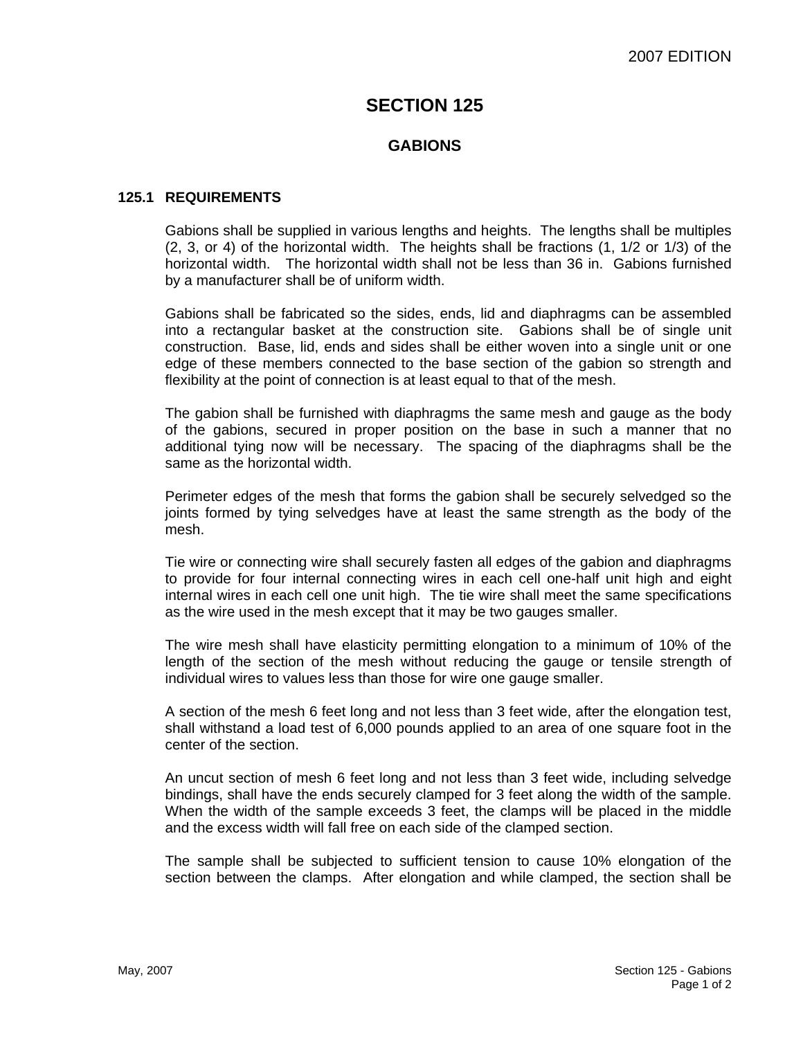# SECTION 125

## GABIONS

### 125.1 REQUIREMENTS

Gabions shall be supplied in various lengths and heights. The lengths shall be multiples (2, 3, or 4) of the horizontal width. The heights shall be fractions (1, 1/2 or 1/3) of the horizontal width. The horizontal width shall not be less than 36 in. Gabions furnished by a manufacturer shall be of uniform width.

Gabions shall be fabricated so the sides, ends, lid and diaphragms can be assembled into a rectangular basket at the construction site. Gabions shall be of single unit construction. Base, lid, ends and sides shall be either woven into a single unit or one edge of these members connected to the base section of the gabion so strength and flexibility at the point of connection is at least equal to that of the mesh.

The gabion shall be furnished with diaphragms the same mesh and gauge as the body of the gabions, secured in proper position on the base in such a manner that no additional tying now will be necessary. The spacing of the diaphragms shall be the same as the horizontal width.

Perimeter edges of the mesh that forms the gabion shall be securely selvedged so the joints formed by tying selvedges have at least the same strength as the body of the mesh.

Tie wire or connecting wire shall securely fasten all edges of the gabion and diaphragms to provide for four internal connecting wires in each cell one-half unit high and eight internal wires in each cell one unit high. The tie wire shall meet the same specifications as the wire used in the mesh except that it may be two gauges smaller.

The wire mesh shall have elasticity permitting elongation to a minimum of 10% of the length of the section of the mesh without reducing the gauge or tensile strength of individual wires to values less than those for wire one gauge smaller.

A section of the mesh 6 feet long and not less than 3 feet wide, after the elongation test, shall withstand a load test of 6,000 pounds applied to an area of one square foot in the center of the section.

An uncut section of mesh 6 feet long and not less than 3 feet wide, including selvedge bindings, shall have the ends securely clamped for 3 feet along the width of the sample. When the width of the sample exceeds 3 feet, the clamps will be placed in the middle and the excess width will fall free on each side of the clamped section.

The sample shall be subjected to sufficient tension to cause 10% elongation of the section between the clamps. After elongation and while clamped, the section shall be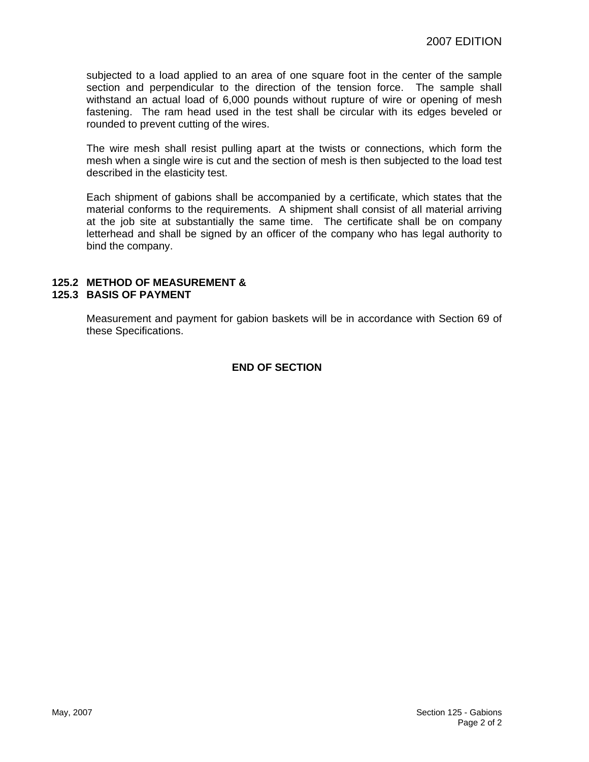subjected to a load applied to an area of one square foot in the center of the sample section and perpendicular to the direction of the tension force. The sample shall withstand an actual load of 6,000 pounds without rupture of wire or opening of mesh fastening. The ram head used in the test shall be circular with its edges beveled or rounded to prevent cutting of the wires.

The wire mesh shall resist pulling apart at the twists or connections, which form the mesh when a single wire is cut and the section of mesh is then subjected to the load test described in the elasticity test.

Each shipment of gabions shall be accompanied by a certificate, which states that the material conforms to the requirements. A shipment shall consist of all material arriving at the job site at substantially the same time. The certificate shall be on company letterhead and shall be signed by an officer of the company who has legal authority to bind the company.

## 125.2 METHOD OF MEASUREMENT &
## 125.3 BASIS OF PAYMENT

Measurement and payment for gabion baskets will be in accordance with Section 69 of these Specifications.

**END OF SECTION**